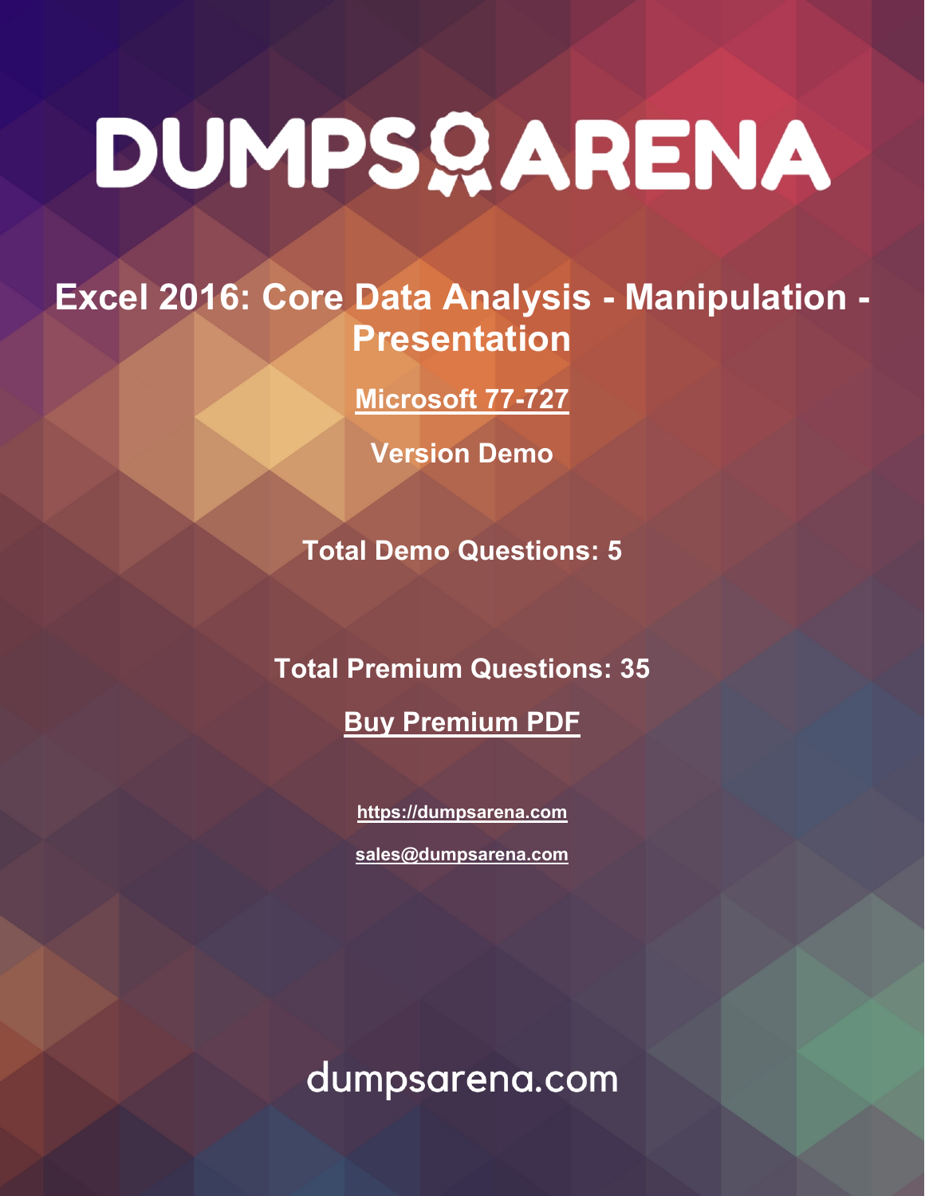# DUMPS ARENA

## Excel 2016: Core Data Analysis - Manipulation - Presentation

**Microsoft 77-727**

**Version Demo**

**Total Demo Questions: 5**

**Total Premium Questions: 35**

**Buy Premium PDF**

https://dumpsarena.com

sales@dumpsarena.com

dumpsarena.com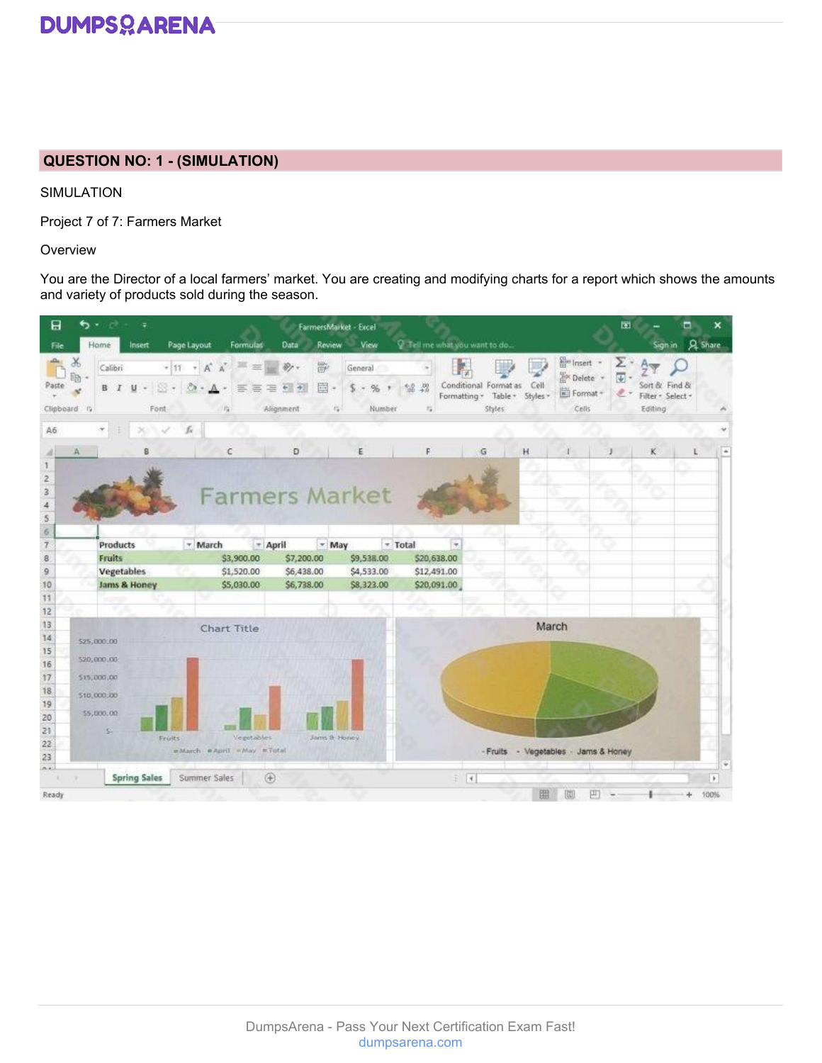## QUESTION NO: 1 - (SIMULATION)

SIMULATION

Project 7 of 7: Farmers Market

Overview

You are the Director of a local farmers' market. You are creating and modifying charts for a report which shows the amounts and variety of products sold during the season.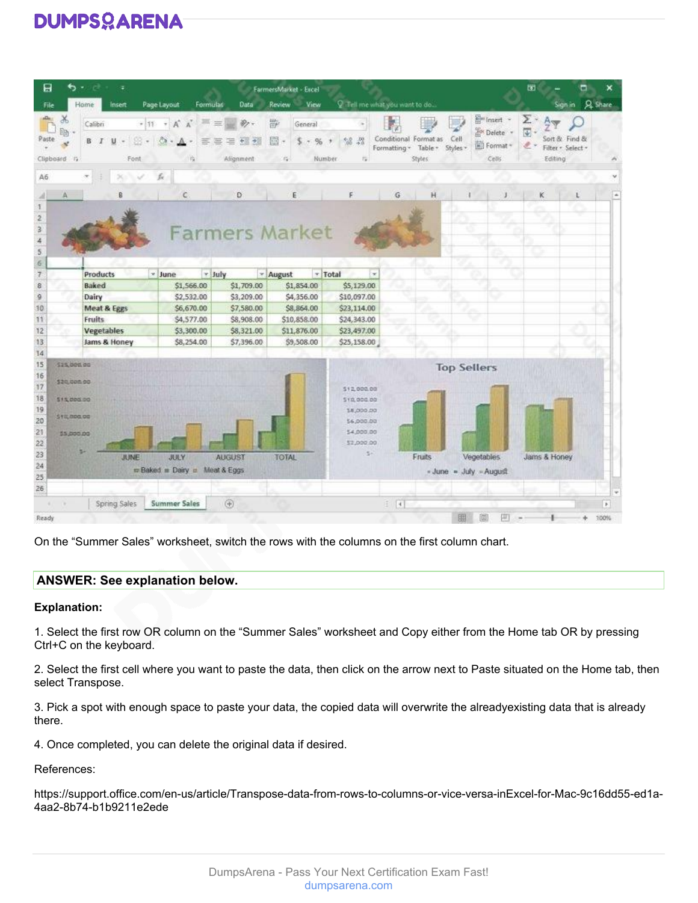On the “Summer Sales” worksheet, switch the rows with the columns on the first column chart.

**ANSWER: See explanation below.**

**Explanation:**

1. Select the first row OR column on the “Summer Sales” worksheet and Copy either from the Home tab OR by pressing Ctrl+C on the keyboard.

2. Select the first cell where you want to paste the data, then click on the arrow next to Paste situated on the Home tab, then select Transpose.

3. Pick a spot with enough space to paste your data, the copied data will overwrite the alreadyexisting data that is already there.

4. Once completed, you can delete the original data if desired.

References:

https://support.office.com/en-us/article/Transpose-data-from-rows-to-columns-or-vice-versa-inExcel-for-Mac-9c16dd55-ed1a-4aa2-8b74-b1b9211e2ede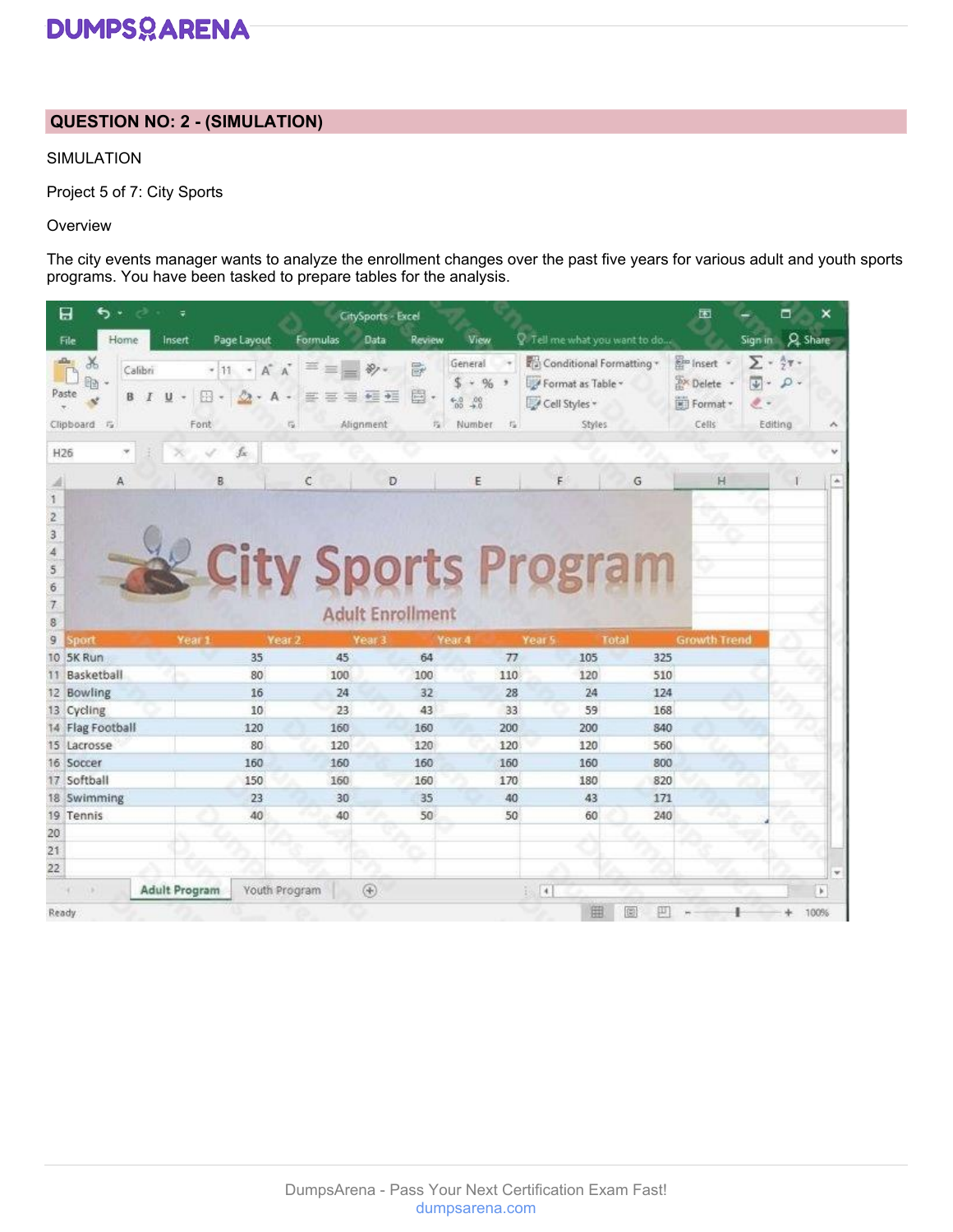## QUESTION NO: 2 - (SIMULATION)

SIMULATION

Project 5 of 7: City Sports

Overview

The city events manager wants to analyze the enrollment changes over the past five years for various adult and youth sports programs. You have been tasked to prepare tables for the analysis.

| Sport | Year 1 | Year 2 | Year 3 | Year 4 | Year 5 | Total | Growth Trend |
|---|---|---|---|---|---|---|---|
| 5K Run | 35 | 45 | 64 | 77 | 105 | 325 | |
| Basketball | 80 | 100 | 100 | 110 | 120 | 510 | |
| Bowling | 16 | 24 | 32 | 28 | 24 | 124 | |
| Cycling | 10 | 23 | 43 | 33 | 59 | 168 | |
| Flag Football | 120 | 160 | 160 | 200 | 200 | 840 | |
| Lacrosse | 80 | 120 | 120 | 120 | 120 | 560 | |
| Soccer | 160 | 160 | 160 | 160 | 160 | 800 | |
| Softball | 150 | 160 | 160 | 170 | 180 | 820 | |
| Swimming | 23 | 30 | 35 | 40 | 43 | 171 | |
| Tennis | 40 | 40 | 50 | 50 | 60 | 240 | |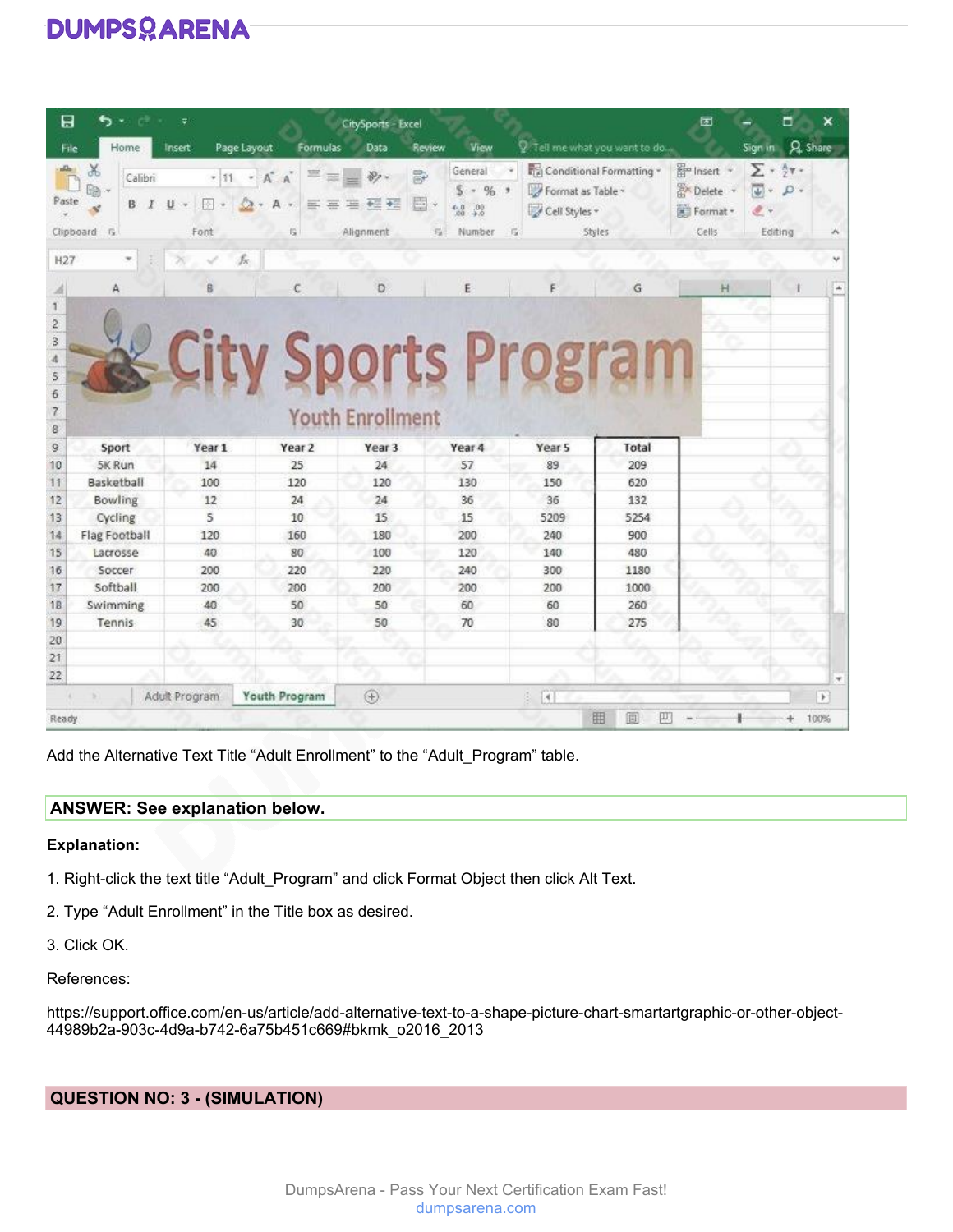Add the Alternative Text Title “Adult Enrollment” to the “Adult_Program” table.

**ANSWER: See explanation below.**

**Explanation:**

1. Right-click the text title “Adult_Program” and click Format Object then click Alt Text.

2. Type “Adult Enrollment” in the Title box as desired.

3. Click OK.

References:

https://support.office.com/en-us/article/add-alternative-text-to-a-shape-picture-chart-smartartgraphic-or-other-object-44989b2a-903c-4d9a-b742-6a75b451c669#bkmk_o2016_2013

## QUESTION NO: 3 - (SIMULATION)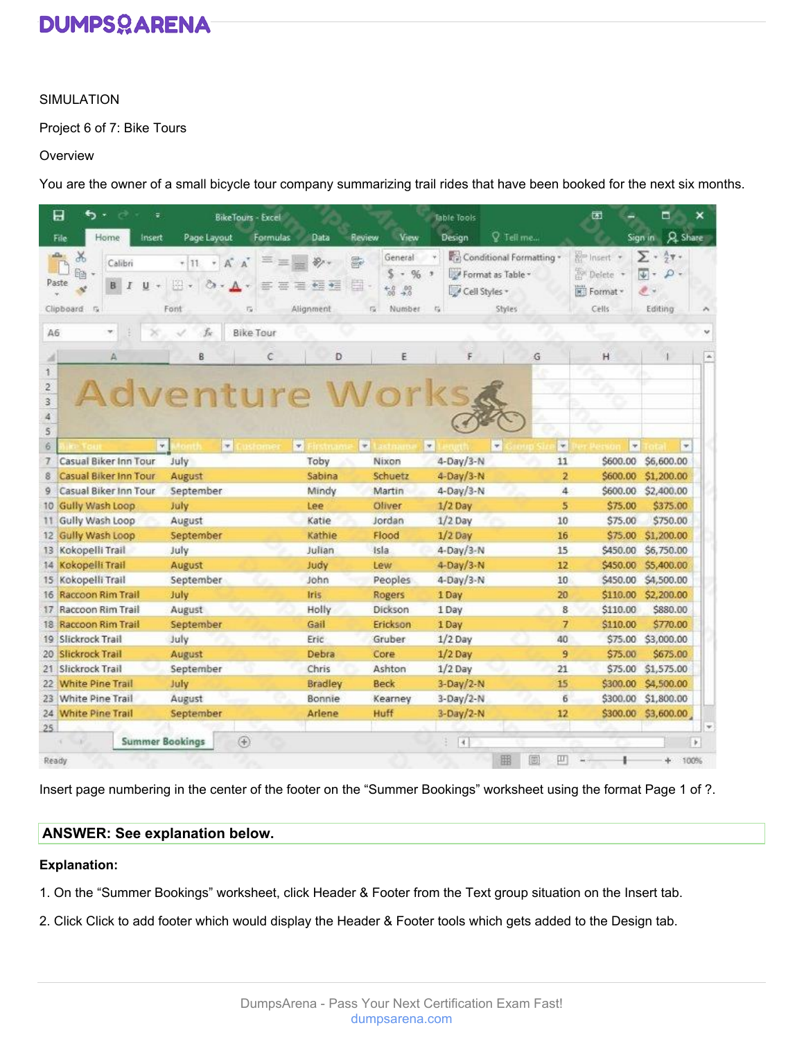SIMULATION

Project 6 of 7: Bike Tours

Overview

You are the owner of a small bicycle tour company summarizing trail rides that have been booked for the next six months.

| Bike Tour | Month | Customer | Firstname | Lastname | Length | Group Size | Per Person | Total |
|---|---|---|---|---|---|---|---|---|
| Casual Biker Inn Tour | July | | Toby | Nixon | 4-Day/3-N | 11 | $600.00 | $6,600.00 |
| Casual Biker Inn Tour | August | | Sabina | Schuetz | 4-Day/3-N | 2 | $600.00 | $1,200.00 |
| Casual Biker Inn Tour | September | | Mindy | Martin | 4-Day/3-N | 4 | $600.00 | $2,400.00 |
| Gully Wash Loop | July | | Lee | Oliver | 1/2 Day | 5 | $75.00 | $375.00 |
| Gully Wash Loop | August | | Katie | Jordan | 1/2 Day | 10 | $75.00 | $750.00 |
| Gully Wash Loop | September | | Kathie | Flood | 1/2 Day | 16 | $75.00 | $1,200.00 |
| Kokopelli Trail | July | | Julian | Isla | 4-Day/3-N | 15 | $450.00 | $6,750.00 |
| Kokopelli Trail | August | | Judy | Lew | 4-Day/3-N | 12 | $450.00 | $5,400.00 |
| Kokopelli Trail | September | | John | Peoples | 4-Day/3-N | 10 | $450.00 | $4,500.00 |
| Raccoon Rim Trail | July | | Iris | Rogers | 1 Day | 20 | $110.00 | $2,200.00 |
| Raccoon Rim Trail | August | | Holly | Dickson | 1 Day | 8 | $110.00 | $880.00 |
| Raccoon Rim Trail | September | | Gail | Erickson | 1 Day | 7 | $110.00 | $770.00 |
| Slickrock Trail | July | | Eric | Gruber | 1/2 Day | 40 | $75.00 | $3,000.00 |
| Slickrock Trail | August | | Debra | Core | 1/2 Day | 9 | $75.00 | $675.00 |
| Slickrock Trail | September | | Chris | Ashton | 1/2 Day | 21 | $75.00 | $1,575.00 |
| White Pine Trail | July | | Bradley | Beck | 3-Day/2-N | 15 | $300.00 | $4,500.00 |
| White Pine Trail | August | | Bonnie | Kearney | 3-Day/2-N | 6 | $300.00 | $1,800.00 |
| White Pine Trail | September | | Arlene | Huff | 3-Day/2-N | 12 | $300.00 | $3,600.00 |

Insert page numbering in the center of the footer on the "Summer Bookings" worksheet using the format Page 1 of ?.

**ANSWER: See explanation below.**

**Explanation:**

1. On the "Summer Bookings" worksheet, click Header & Footer from the Text group situation on the Insert tab.

2. Click Click to add footer which would display the Header & Footer tools which gets added to the Design tab.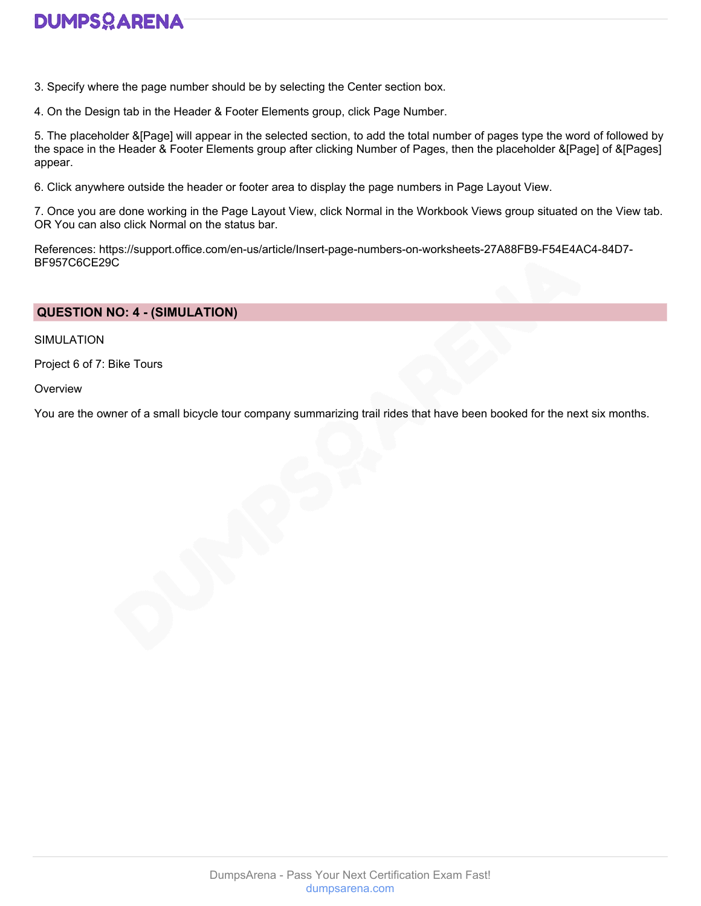3. Specify where the page number should be by selecting the Center section box.

4. On the Design tab in the Header & Footer Elements group, click Page Number.

5. The placeholder &[Page] will appear in the selected section, to add the total number of pages type the word of followed by the space in the Header & Footer Elements group after clicking Number of Pages, then the placeholder &[Page] of &[Pages] appear.

6. Click anywhere outside the header or footer area to display the page numbers in Page Layout View.

7. Once you are done working in the Page Layout View, click Normal in the Workbook Views group situated on the View tab. OR You can also click Normal on the status bar.

References: https://support.office.com/en-us/article/Insert-page-numbers-on-worksheets-27A88FB9-F54E4AC4-84D7-BF957C6CE29C

## QUESTION NO: 4 - (SIMULATION)

SIMULATION

Project 6 of 7: Bike Tours

Overview

You are the owner of a small bicycle tour company summarizing trail rides that have been booked for the next six months.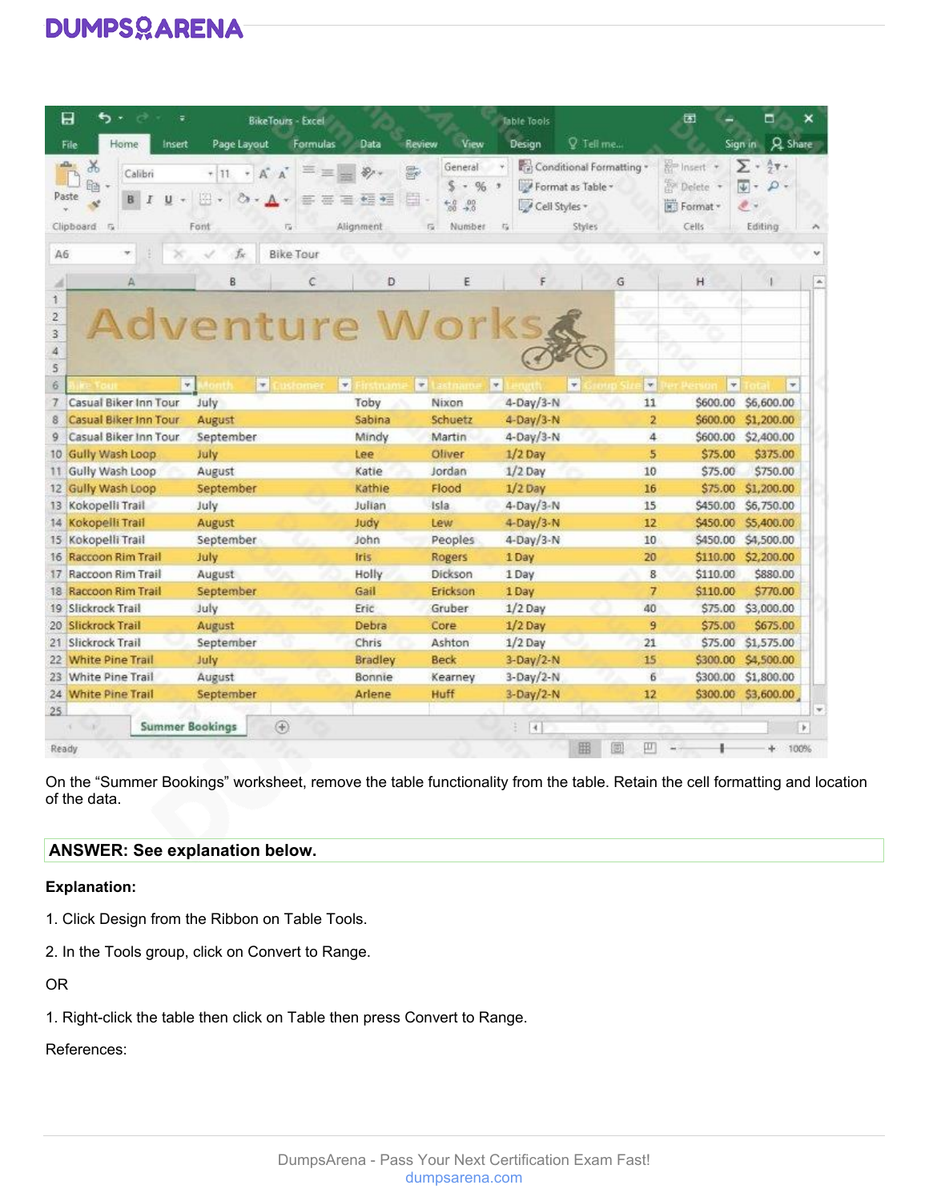On the “Summer Bookings” worksheet, remove the table functionality from the table. Retain the cell formatting and location of the data.

**ANSWER: See explanation below.**

**Explanation:**

1. Click Design from the Ribbon on Table Tools.

2. In the Tools group, click on Convert to Range.

OR

1. Right-click the table then click on Table then press Convert to Range.

References: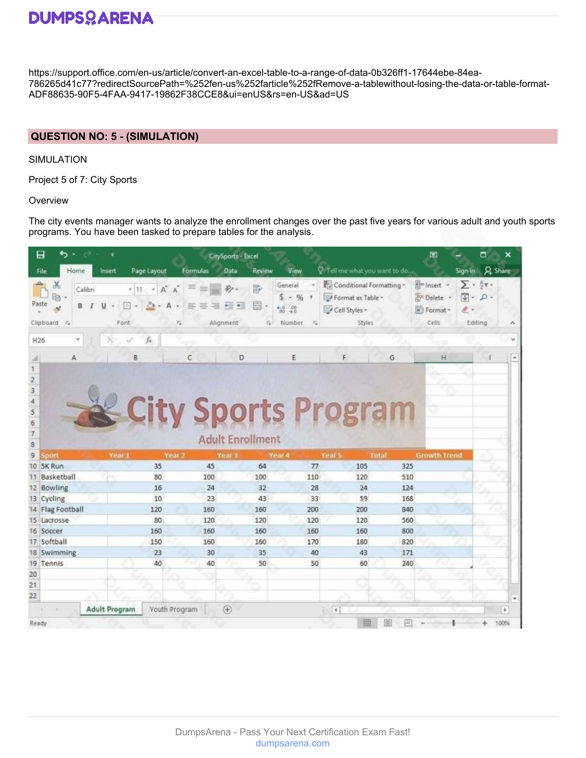https://support.office.com/en-us/article/convert-an-excel-table-to-a-range-of-data-0b326ff1-17644ebe-84ea-786265d41c77?redirectSourcePath=%252fen-us%252farticle%252fRemove-a-tablewithout-losing-the-data-or-table-format-ADF88635-90F5-4FAA-9417-19862F38CCE8&ui=enUS&rs=en-US&ad=US

## QUESTION NO: 5 - (SIMULATION)

SIMULATION

Project 5 of 7: City Sports

Overview

The city events manager wants to analyze the enrollment changes over the past five years for various adult and youth sports programs. You have been tasked to prepare tables for the analysis.

City Sports Program

Adult Enrollment

| Sport | Year 1 | Year 2 | Year 3 | Year 4 | Year 5 | Total | Growth Trend |
|---|---|---|---|---|---|---|---|
| 5K Run | 35 | 45 | 64 | 77 | 105 | 325 | |
| Basketball | 80 | 100 | 100 | 110 | 120 | 510 | |
| Bowling | 16 | 24 | 32 | 28 | 24 | 124 | |
| Cycling | 10 | 23 | 43 | 33 | 59 | 168 | |
| Flag Football | 120 | 160 | 160 | 200 | 200 | 840 | |
| Lacrosse | 80 | 120 | 120 | 120 | 120 | 560 | |
| Soccer | 160 | 160 | 160 | 160 | 160 | 800 | |
| Softball | 150 | 160 | 160 | 170 | 180 | 820 | |
| Swimming | 23 | 30 | 35 | 40 | 43 | 171 | |
| Tennis | 40 | 40 | 50 | 50 | 60 | 240 | |

Adult Program | Youth Program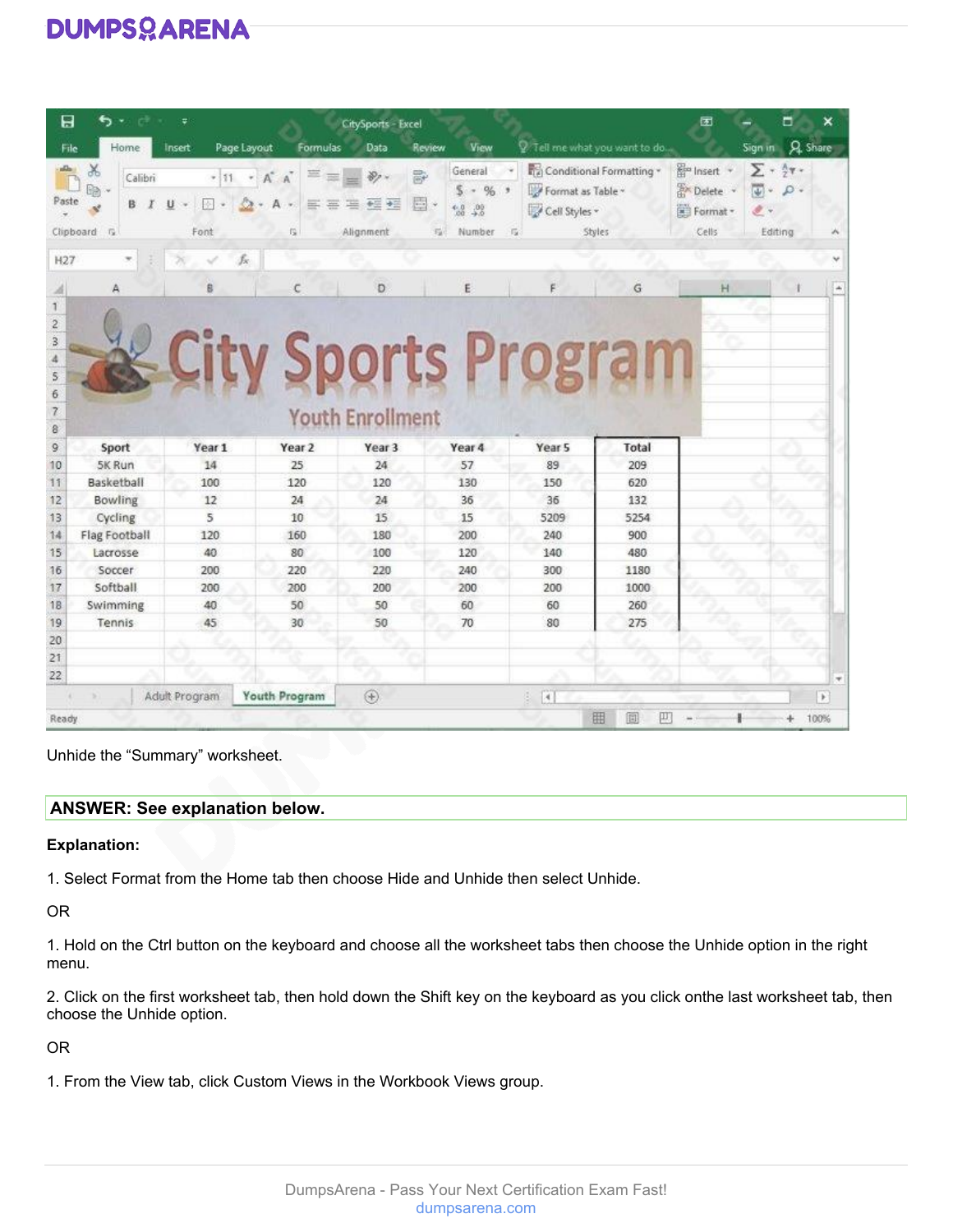Unhide the "Summary" worksheet.

**ANSWER: See explanation below.**

**Explanation:**

1. Select Format from the Home tab then choose Hide and Unhide then select Unhide.

OR

1. Hold on the Ctrl button on the keyboard and choose all the worksheet tabs then choose the Unhide option in the right menu.

2. Click on the first worksheet tab, then hold down the Shift key on the keyboard as you click onthe last worksheet tab, then choose the Unhide option.

OR

1. From the View tab, click Custom Views in the Workbook Views group.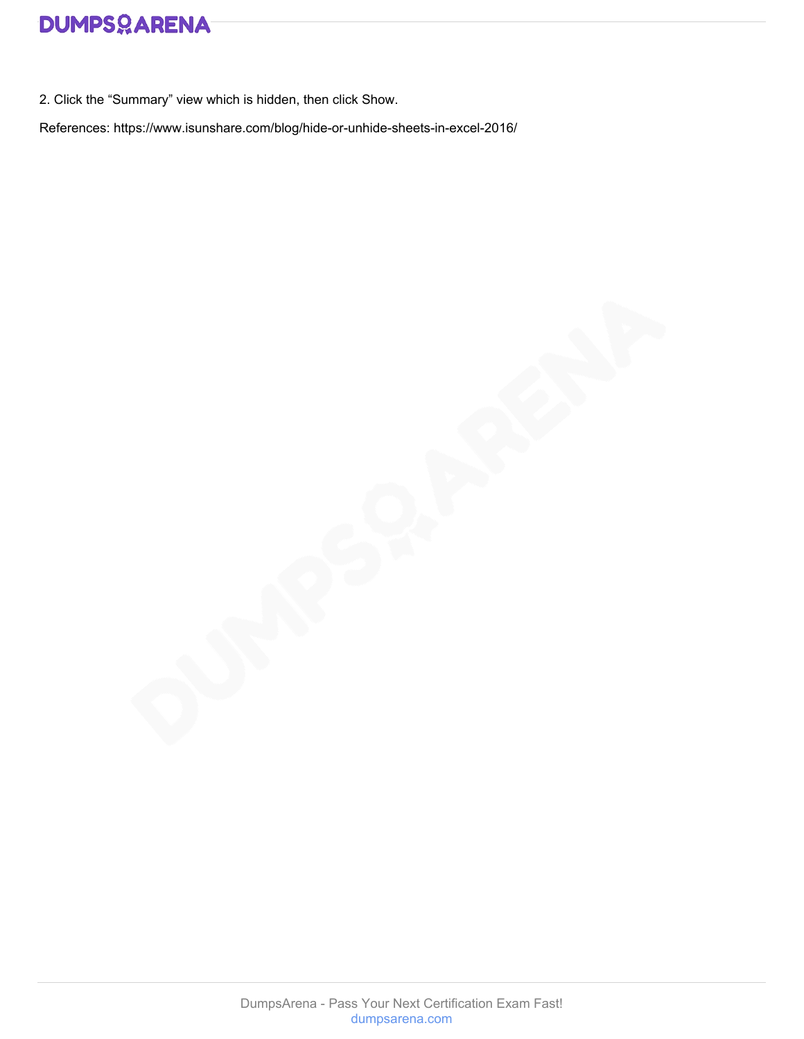2. Click the “Summary” view which is hidden, then click Show.

References: https://www.isunshare.com/blog/hide-or-unhide-sheets-in-excel-2016/